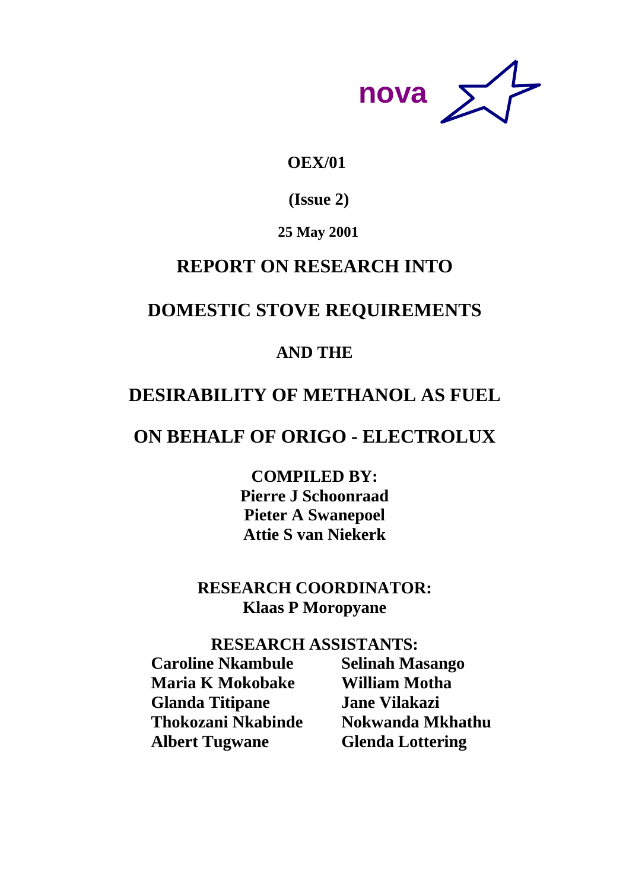**nova**

**OEX/01**

**(Issue 2)**

**25 May 2001**

# REPORT ON RESEARCH INTO

# DOMESTIC STOVE REQUIREMENTS

# AND THE

# DESIRABILITY OF METHANOL AS FUEL

# ON BEHALF OF ORIGO - ELECTROLUX

**COMPILED BY:**
**Pierre J Schoonraad**
**Pieter A Swanepoel**
**Attie S van Niekerk**

**RESEARCH COORDINATOR:**
**Klaas P Moropyane**

**RESEARCH ASSISTANTS:**

**Caroline Nkambule**
**Maria K Mokobake**
**Glanda Titipane**
**Thokozani Nkabinde**
**Albert Tugwane**
**Selinah Masango**
**William Motha**
**Jane Vilakazi**
**Nokwanda Mkhathu**
**Glenda Lottering**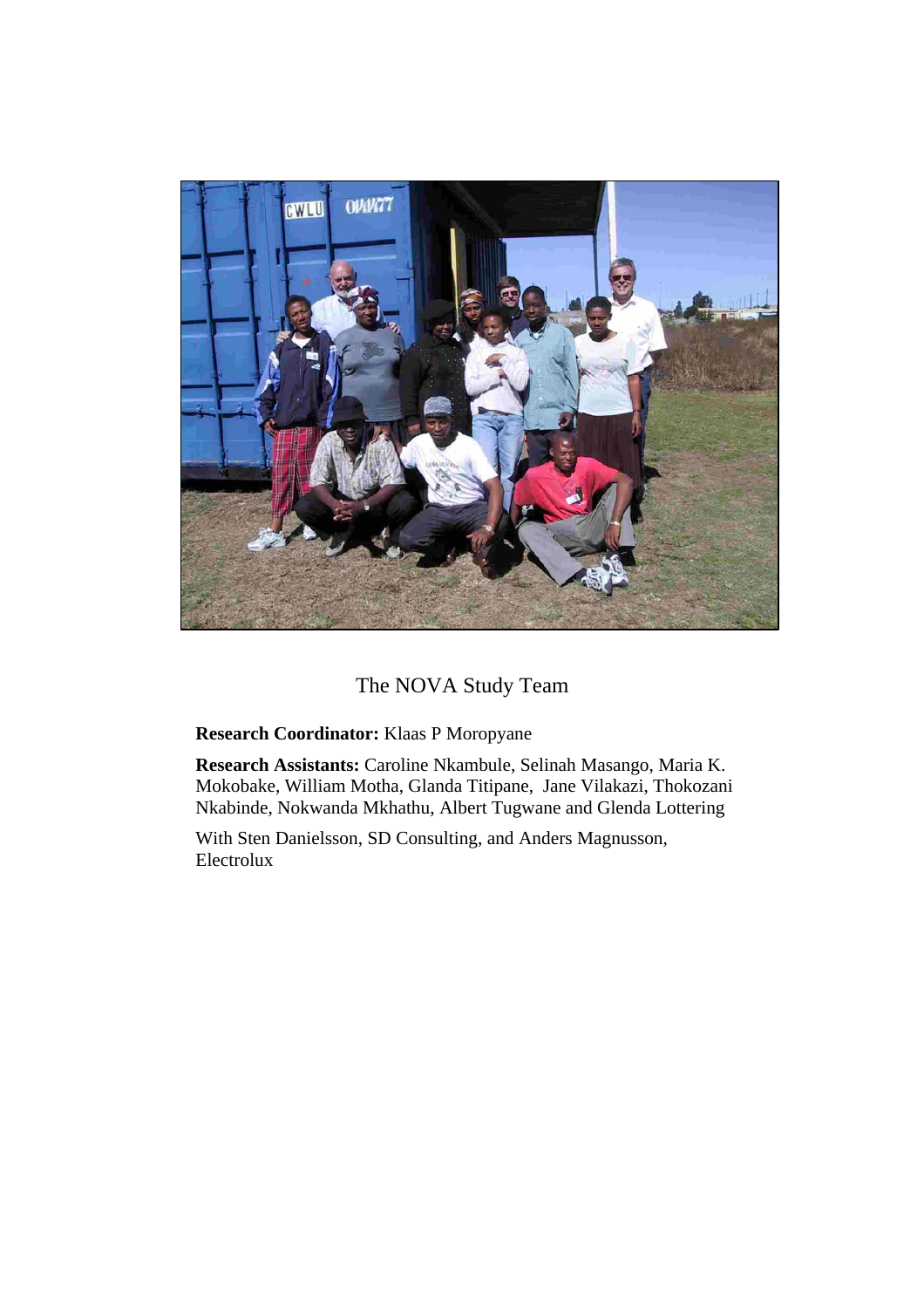The NOVA Study Team

**Research Coordinator:** Klaas P Moropyane

**Research Assistants:** Caroline Nkambule, Selinah Masango, Maria K. Mokobake, William Motha, Glanda Titipane, Jane Vilakazi, Thokozani Nkabinde, Nokwanda Mkhathu, Albert Tugwane and Glenda Lottering

With Sten Danielsson, SD Consulting, and Anders Magnusson, Electrolux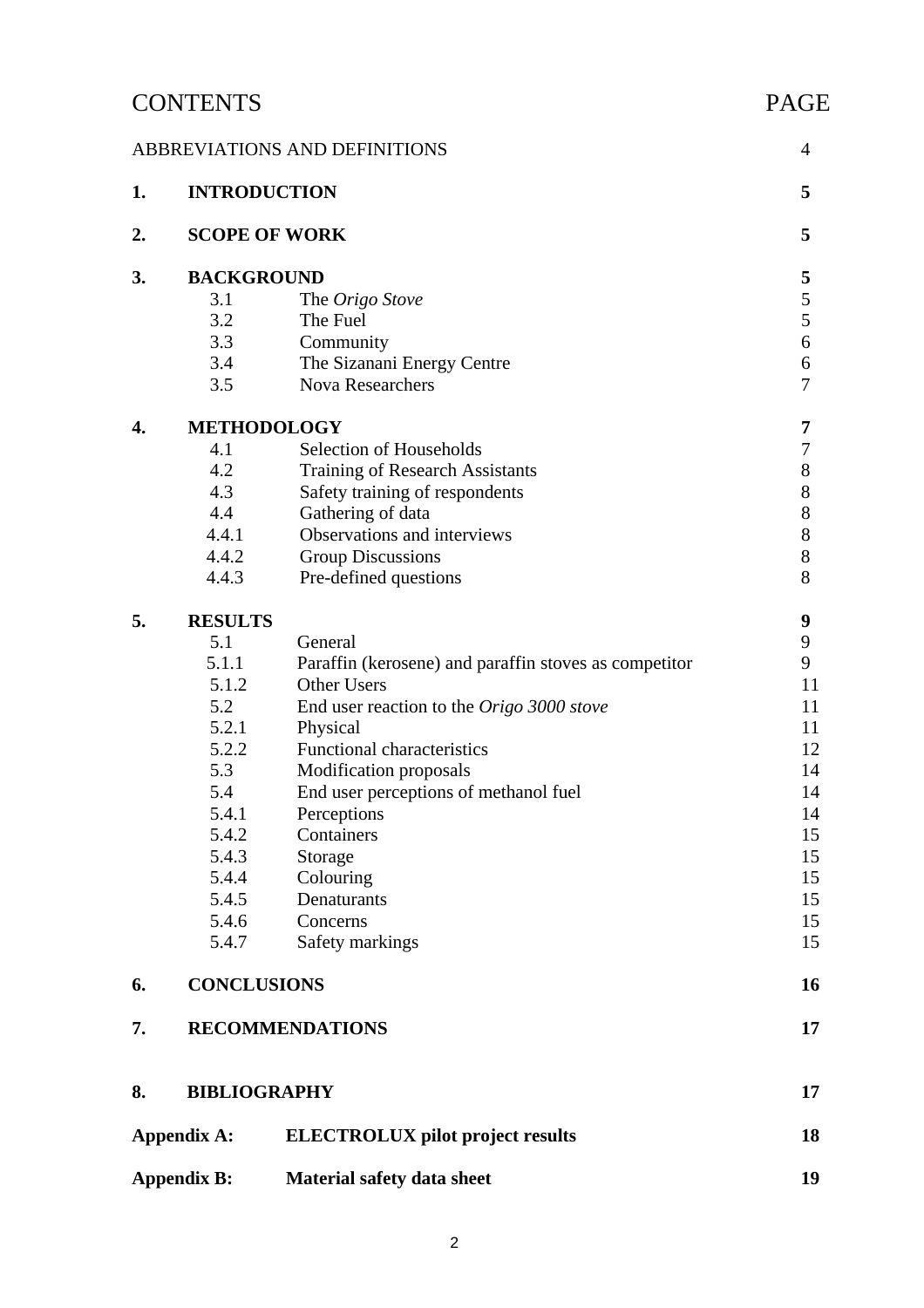# CONTENTS

| | | | PAGE |
|---|---|---|---|
| ABBREVIATIONS AND DEFINITIONS | | | 4 |
| **1.** | **INTRODUCTION** | | **5** |
| **2.** | **SCOPE OF WORK** | | **5** |
| **3.** | **BACKGROUND** | | **5** |
| | 3.1 | The *Origo Stove* | 5 |
| | 3.2 | The Fuel | 5 |
| | 3.3 | Community | 6 |
| | 3.4 | The Sizanani Energy Centre | 6 |
| | 3.5 | Nova Researchers | 7 |
| **4.** | **METHODOLOGY** | | **7** |
| | 4.1 | Selection of Households | 7 |
| | 4.2 | Training of Research Assistants | 8 |
| | 4.3 | Safety training of respondents | 8 |
| | 4.4 | Gathering of data | 8 |
| | 4.4.1 | Observations and interviews | 8 |
| | 4.4.2 | Group Discussions | 8 |
| | 4.4.3 | Pre-defined questions | 8 |
| **5.** | **RESULTS** | | **9** |
| | 5.1 | General | 9 |
| | 5.1.1 | Paraffin (kerosene) and paraffin stoves as competitor | 9 |
| | 5.1.2 | Other Users | 11 |
| | 5.2 | End user reaction to the *Origo 3000 stove* | 11 |
| | 5.2.1 | Physical | 11 |
| | 5.2.2 | Functional characteristics | 12 |
| | 5.3 | Modification proposals | 14 |
| | 5.4 | End user perceptions of methanol fuel | 14 |
| | 5.4.1 | Perceptions | 14 |
| | 5.4.2 | Containers | 15 |
| | 5.4.3 | Storage | 15 |
| | 5.4.4 | Colouring | 15 |
| | 5.4.5 | Denaturants | 15 |
| | 5.4.6 | Concerns | 15 |
| | 5.4.7 | Safety markings | 15 |
| **6.** | **CONCLUSIONS** | | **16** |
| **7.** | **RECOMMENDATIONS** | | **17** |
| **8.** | **BIBLIOGRAPHY** | | **17** |
| **Appendix A:** | **ELECTROLUX pilot project results** | | **18** |
| **Appendix B:** | **Material safety data sheet** | | **19** |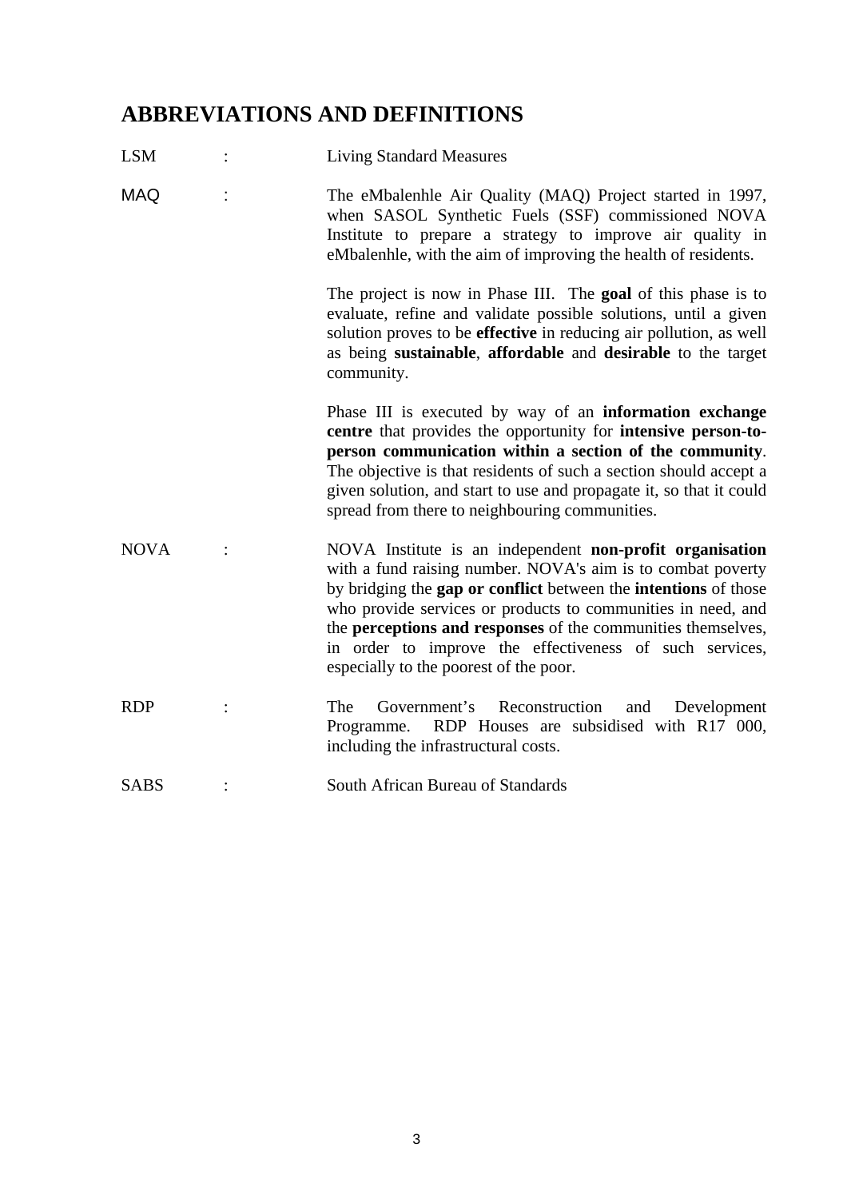## ABBREVIATIONS AND DEFINITIONS

LSM : Living Standard Measures

MAQ : The eMbalenhle Air Quality (MAQ) Project started in 1997, when SASOL Synthetic Fuels (SSF) commissioned NOVA Institute to prepare a strategy to improve air quality in eMbalenhle, with the aim of improving the health of residents.

The project is now in Phase III. The **goal** of this phase is to evaluate, refine and validate possible solutions, until a given solution proves to be **effective** in reducing air pollution, as well as being **sustainable**, **affordable** and **desirable** to the target community.

Phase III is executed by way of an **information exchange centre** that provides the opportunity for **intensive person-to-person communication within a section of the community**. The objective is that residents of such a section should accept a given solution, and start to use and propagate it, so that it could spread from there to neighbouring communities.

NOVA : NOVA Institute is an independent **non-profit organisation** with a fund raising number. NOVA's aim is to combat poverty by bridging the **gap or conflict** between the **intentions** of those who provide services or products to communities in need, and the **perceptions and responses** of the communities themselves, in order to improve the effectiveness of such services, especially to the poorest of the poor.

RDP : The Government's Reconstruction and Development Programme. RDP Houses are subsidised with R17 000, including the infrastructural costs.

SABS : South African Bureau of Standards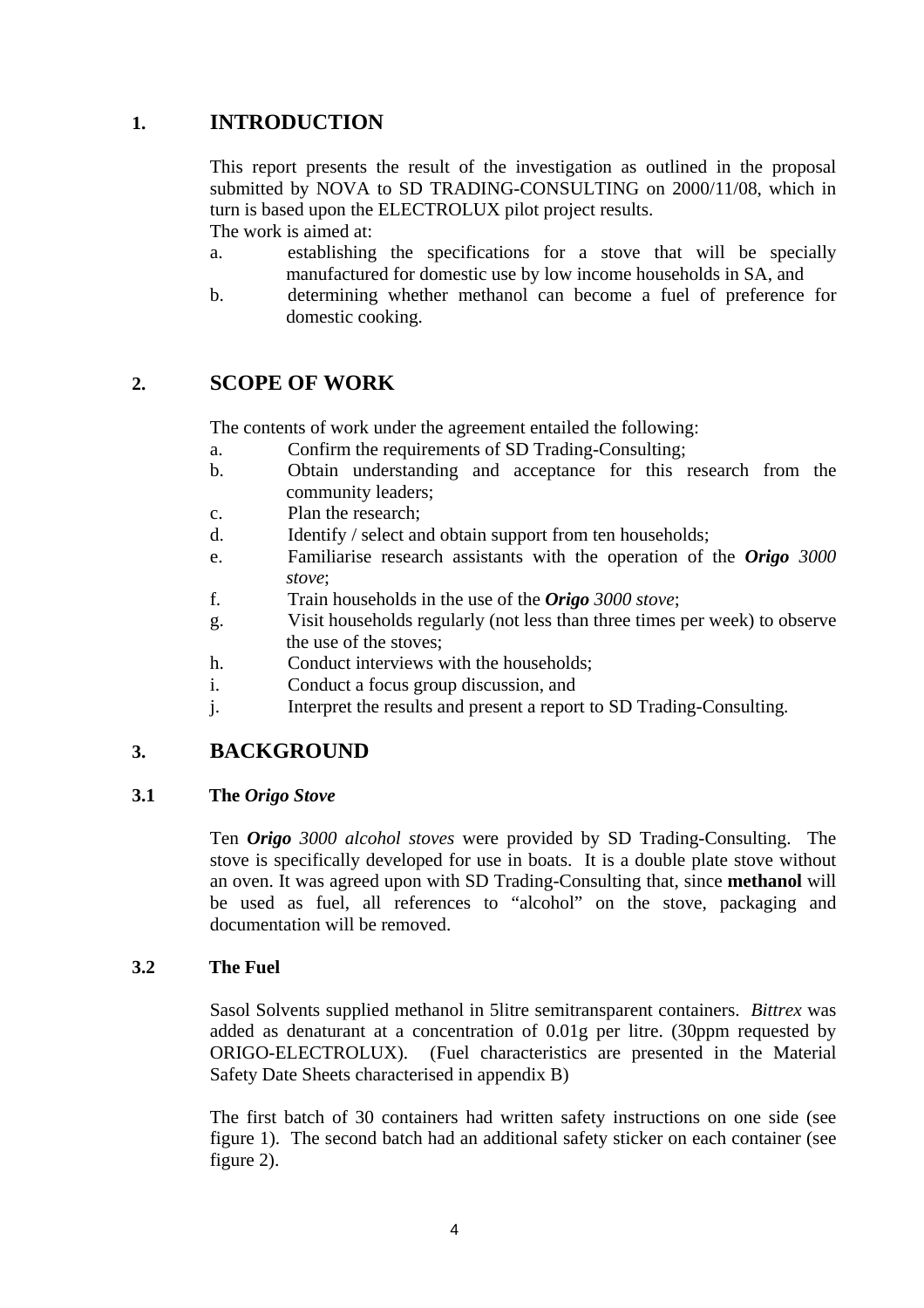# 1. INTRODUCTION

This report presents the result of the investigation as outlined in the proposal submitted by NOVA to SD TRADING-CONSULTING on 2000/11/08, which in turn is based upon the ELECTROLUX pilot project results.

The work is aimed at:

a. establishing the specifications for a stove that will be specially manufactured for domestic use by low income households in SA, and
b. determining whether methanol can become a fuel of preference for domestic cooking.

# 2. SCOPE OF WORK

The contents of work under the agreement entailed the following:

a. Confirm the requirements of SD Trading-Consulting;
b. Obtain understanding and acceptance for this research from the community leaders;
c. Plan the research;
d. Identify / select and obtain support from ten households;
e. Familiarise research assistants with the operation of the ***Origo*** *3000 stove*;
f. Train households in the use of the ***Origo*** *3000 stove*;
g. Visit households regularly (not less than three times per week) to observe the use of the stoves;
h. Conduct interviews with the households;
i. Conduct a focus group discussion, and
j. Interpret the results and present a report to SD Trading-Consulting.

# 3. BACKGROUND

## 3.1 The *Origo Stove*

Ten ***Origo*** *3000 alcohol stoves* were provided by SD Trading-Consulting. The stove is specifically developed for use in boats. It is a double plate stove without an oven. It was agreed upon with SD Trading-Consulting that, since **methanol** will be used as fuel, all references to "alcohol" on the stove, packaging and documentation will be removed.

## 3.2 The Fuel

Sasol Solvents supplied methanol in 5litre semitransparent containers. *Bittrex* was added as denaturant at a concentration of 0.01g per litre. (30ppm requested by ORIGO-ELECTROLUX). (Fuel characteristics are presented in the Material Safety Date Sheets characterised in appendix B)

The first batch of 30 containers had written safety instructions on one side (see figure 1). The second batch had an additional safety sticker on each container (see figure 2).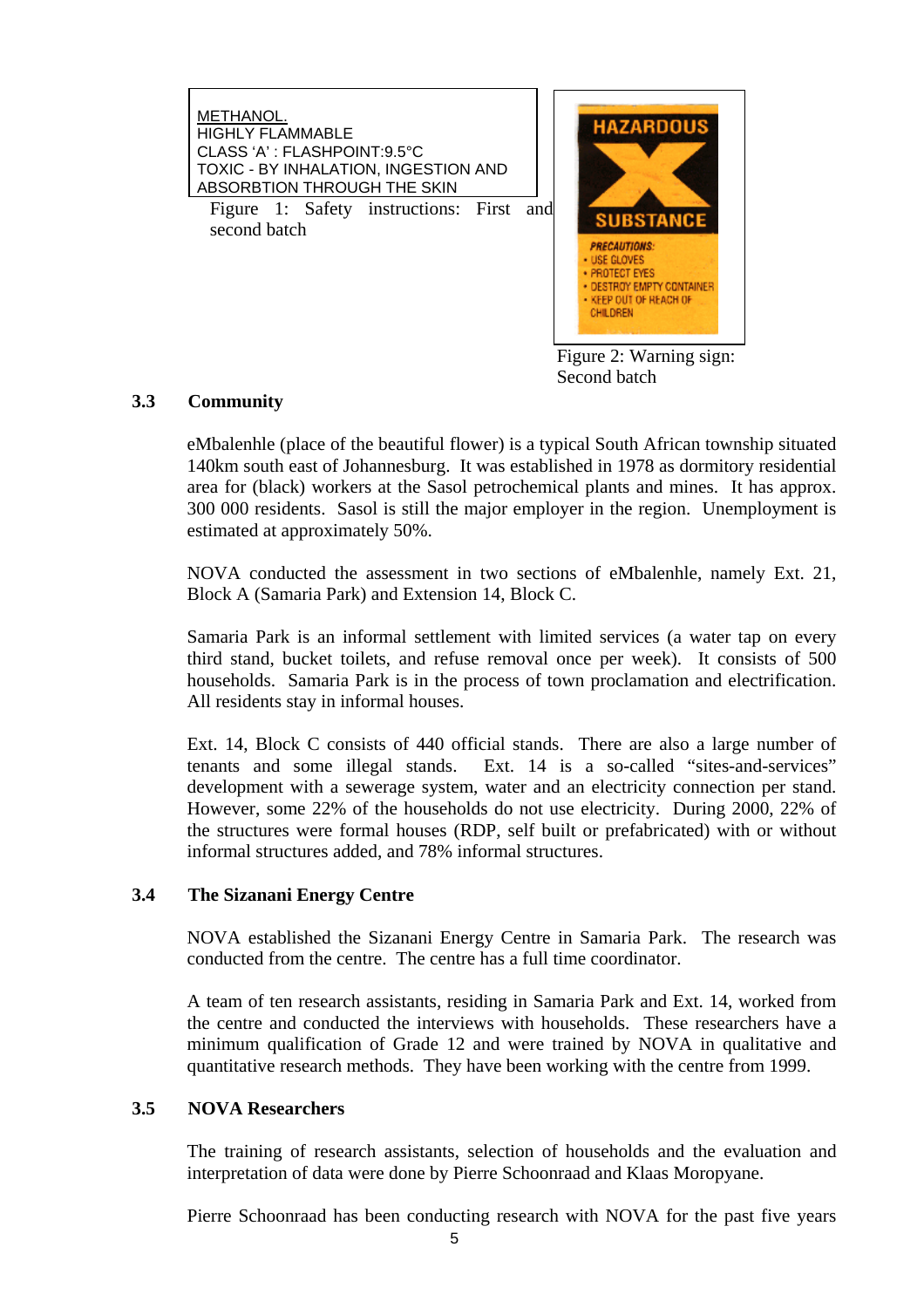METHANOL.
HIGHLY FLAMMABLE
CLASS 'A' : FLASHPOINT:9.5°C
TOXIC - BY INHALATION, INGESTION AND ABSORBTION THROUGH THE SKIN

Figure 1: Safety instructions: First and second batch

HAZARDOUS
SUBSTANCE
PRECAUTIONS:
- USE GLOVES
- PROTECT EYES
- DESTROY EMPTY CONTAINER
- KEEP OUT OF REACH OF CHILDREN

Figure 2: Warning sign: Second batch

### 3.3 Community

eMbalenhle (place of the beautiful flower) is a typical South African township situated 140km south east of Johannesburg. It was established in 1978 as dormitory residential area for (black) workers at the Sasol petrochemical plants and mines. It has approx. 300 000 residents. Sasol is still the major employer in the region. Unemployment is estimated at approximately 50%.

NOVA conducted the assessment in two sections of eMbalenhle, namely Ext. 21, Block A (Samaria Park) and Extension 14, Block C.

Samaria Park is an informal settlement with limited services (a water tap on every third stand, bucket toilets, and refuse removal once per week). It consists of 500 households. Samaria Park is in the process of town proclamation and electrification. All residents stay in informal houses.

Ext. 14, Block C consists of 440 official stands. There are also a large number of tenants and some illegal stands. Ext. 14 is a so-called "sites-and-services" development with a sewerage system, water and an electricity connection per stand. However, some 22% of the households do not use electricity. During 2000, 22% of the structures were formal houses (RDP, self built or prefabricated) with or without informal structures added, and 78% informal structures.

### 3.4 The Sizanani Energy Centre

NOVA established the Sizanani Energy Centre in Samaria Park. The research was conducted from the centre. The centre has a full time coordinator.

A team of ten research assistants, residing in Samaria Park and Ext. 14, worked from the centre and conducted the interviews with households. These researchers have a minimum qualification of Grade 12 and were trained by NOVA in qualitative and quantitative research methods. They have been working with the centre from 1999.

### 3.5 NOVA Researchers

The training of research assistants, selection of households and the evaluation and interpretation of data were done by Pierre Schoonraad and Klaas Moropyane.

Pierre Schoonraad has been conducting research with NOVA for the past five years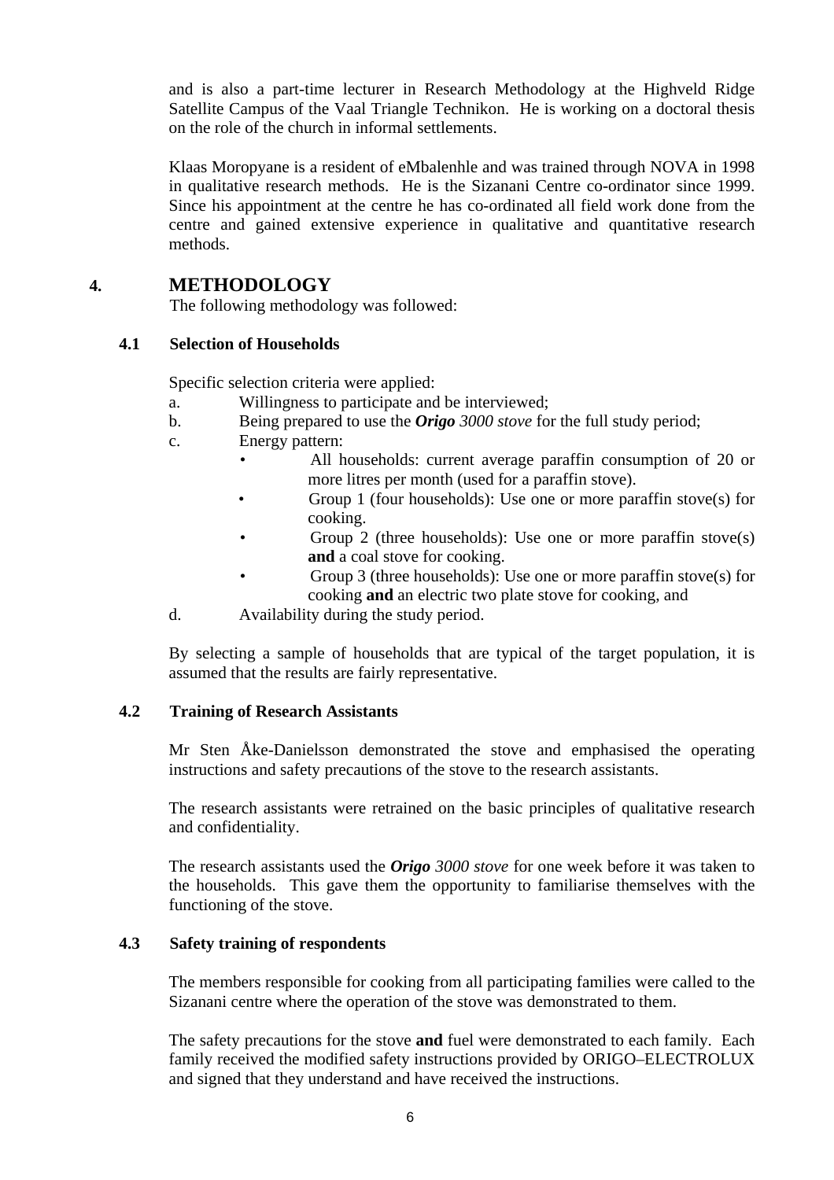and is also a part-time lecturer in Research Methodology at the Highveld Ridge Satellite Campus of the Vaal Triangle Technikon. He is working on a doctoral thesis on the role of the church in informal settlements.

Klaas Moropyane is a resident of eMbalenhle and was trained through NOVA in 1998 in qualitative research methods. He is the Sizanani Centre co-ordinator since 1999. Since his appointment at the centre he has co-ordinated all field work done from the centre and gained extensive experience in qualitative and quantitative research methods.

# 4. METHODOLOGY

The following methodology was followed:

## 4.1 Selection of Households

Specific selection criteria were applied:

a. Willingness to participate and be interviewed;
b. Being prepared to use the ***Origo** 3000 stove* for the full study period;
c. Energy pattern:
   - All households: current average paraffin consumption of 20 or more litres per month (used for a paraffin stove).
   - Group 1 (four households): Use one or more paraffin stove(s) for cooking.
   - Group 2 (three households): Use one or more paraffin stove(s) **and** a coal stove for cooking.
   - Group 3 (three households): Use one or more paraffin stove(s) for cooking **and** an electric two plate stove for cooking, and
d. Availability during the study period.

By selecting a sample of households that are typical of the target population, it is assumed that the results are fairly representative.

## 4.2 Training of Research Assistants

Mr Sten Åke-Danielsson demonstrated the stove and emphasised the operating instructions and safety precautions of the stove to the research assistants.

The research assistants were retrained on the basic principles of qualitative research and confidentiality.

The research assistants used the ***Origo** 3000 stove* for one week before it was taken to the households. This gave them the opportunity to familiarise themselves with the functioning of the stove.

## 4.3 Safety training of respondents

The members responsible for cooking from all participating families were called to the Sizanani centre where the operation of the stove was demonstrated to them.

The safety precautions for the stove **and** fuel were demonstrated to each family. Each family received the modified safety instructions provided by ORIGO–ELECTROLUX and signed that they understand and have received the instructions.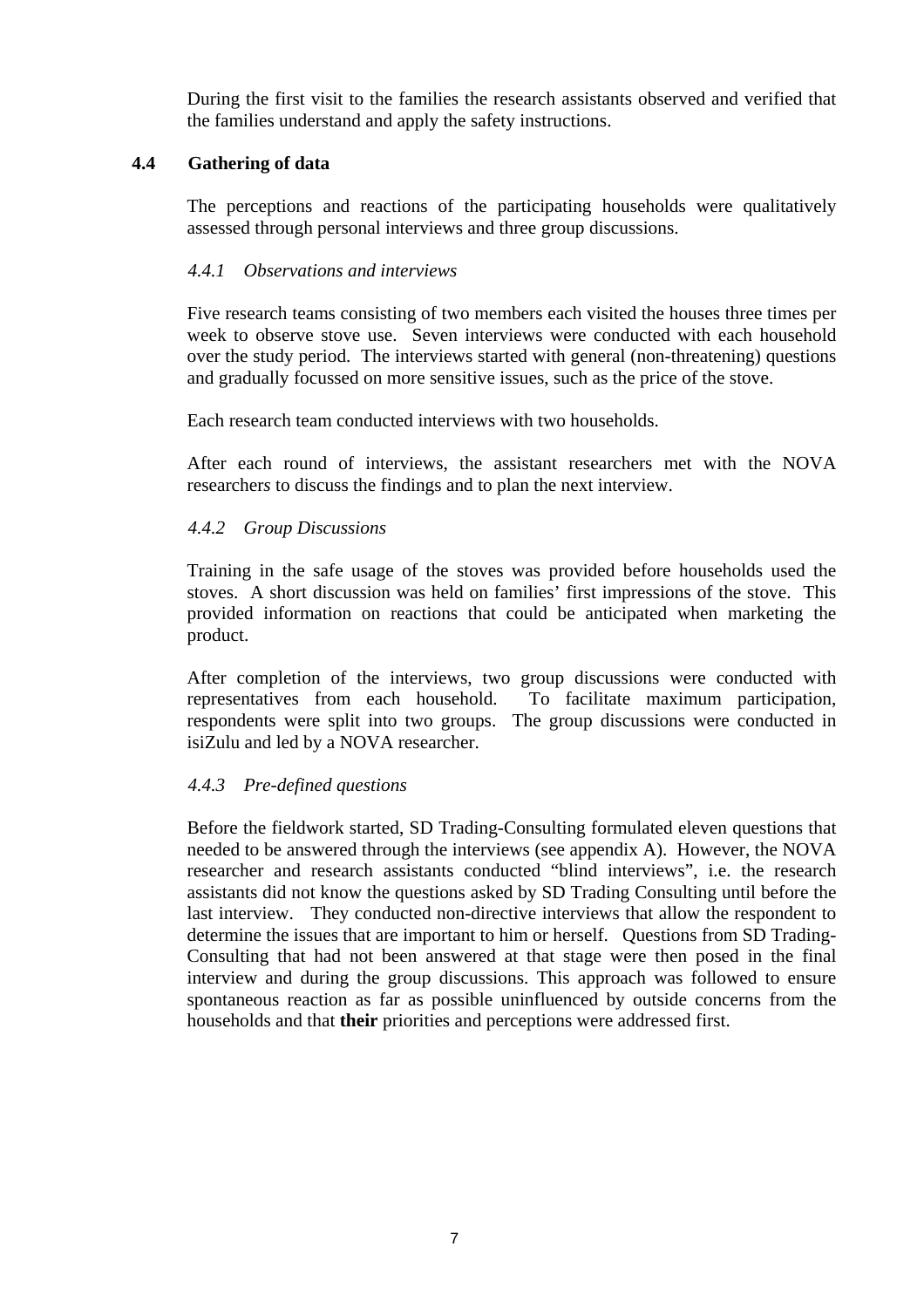During the first visit to the families the research assistants observed and verified that the families understand and apply the safety instructions.

## 4.4 Gathering of data

The perceptions and reactions of the participating households were qualitatively assessed through personal interviews and three group discussions.

### *4.4.1 Observations and interviews*

Five research teams consisting of two members each visited the houses three times per week to observe stove use. Seven interviews were conducted with each household over the study period. The interviews started with general (non-threatening) questions and gradually focussed on more sensitive issues, such as the price of the stove.

Each research team conducted interviews with two households.

After each round of interviews, the assistant researchers met with the NOVA researchers to discuss the findings and to plan the next interview.

### *4.4.2 Group Discussions*

Training in the safe usage of the stoves was provided before households used the stoves. A short discussion was held on families' first impressions of the stove. This provided information on reactions that could be anticipated when marketing the product.

After completion of the interviews, two group discussions were conducted with representatives from each household. To facilitate maximum participation, respondents were split into two groups. The group discussions were conducted in isiZulu and led by a NOVA researcher.

### *4.4.3 Pre-defined questions*

Before the fieldwork started, SD Trading-Consulting formulated eleven questions that needed to be answered through the interviews (see appendix A). However, the NOVA researcher and research assistants conducted "blind interviews", i.e. the research assistants did not know the questions asked by SD Trading Consulting until before the last interview. They conducted non-directive interviews that allow the respondent to determine the issues that are important to him or herself. Questions from SD Trading-Consulting that had not been answered at that stage were then posed in the final interview and during the group discussions. This approach was followed to ensure spontaneous reaction as far as possible uninfluenced by outside concerns from the households and that **their** priorities and perceptions were addressed first.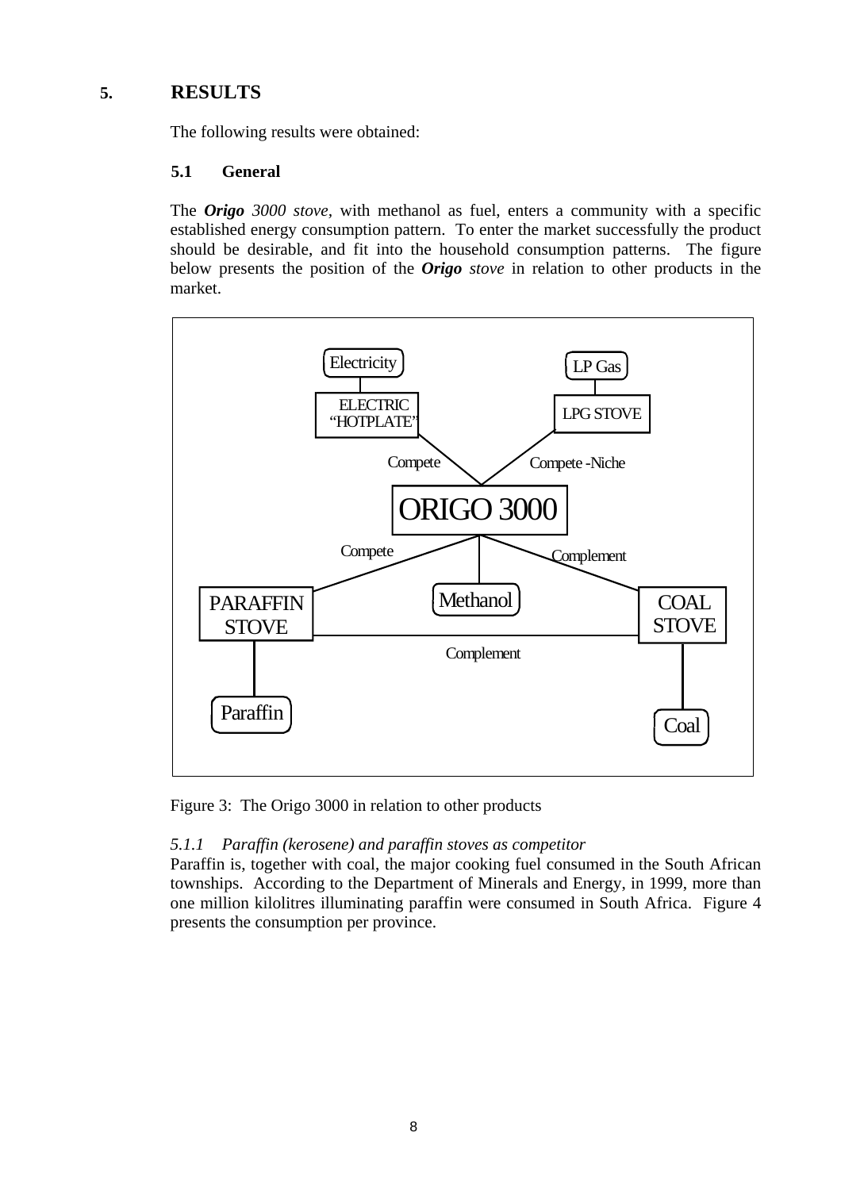## 5. RESULTS

The following results were obtained:

### 5.1 General

The ***Origo*** *3000 stove,* with methanol as fuel, enters a community with a specific established energy consumption pattern. To enter the market successfully the product should be desirable, and fit into the household consumption patterns. The figure below presents the position of the ***Origo*** *stove* in relation to other products in the market.

Figure 3: The Origo 3000 in relation to other products

*5.1.1 Paraffin (kerosene) and paraffin stoves as competitor*

Paraffin is, together with coal, the major cooking fuel consumed in the South African townships. According to the Department of Minerals and Energy, in 1999, more than one million kilolitres illuminating paraffin were consumed in South Africa. Figure 4 presents the consumption per province.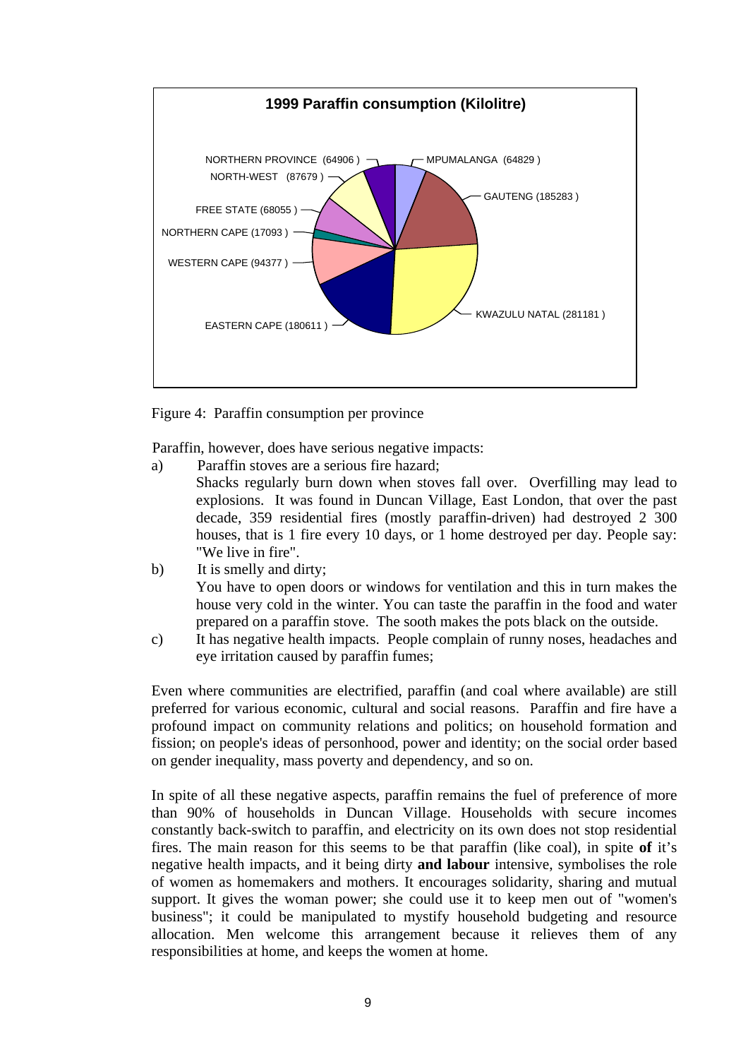**1999 Paraffin consumption (Kilolitre)**

- NORTHERN PROVINCE (64906)
- MPUMALANGA (64829)
- NORTH-WEST (87679)
- GAUTENG (185283)
- FREE STATE (68055)
- NORTHERN CAPE (17093)
- WESTERN CAPE (94377)
- KWAZULU NATAL (281181)
- EASTERN CAPE (180611)

Figure 4: Paraffin consumption per province

Paraffin, however, does have serious negative impacts:

a) Paraffin stoves are a serious fire hazard;
   Shacks regularly burn down when stoves fall over. Overfilling may lead to explosions. It was found in Duncan Village, East London, that over the past decade, 359 residential fires (mostly paraffin-driven) had destroyed 2 300 houses, that is 1 fire every 10 days, or 1 home destroyed per day. People say: "We live in fire".

b) It is smelly and dirty;
   You have to open doors or windows for ventilation and this in turn makes the house very cold in the winter. You can taste the paraffin in the food and water prepared on a paraffin stove. The sooth makes the pots black on the outside.

c) It has negative health impacts. People complain of runny noses, headaches and eye irritation caused by paraffin fumes;

Even where communities are electrified, paraffin (and coal where available) are still preferred for various economic, cultural and social reasons. Paraffin and fire have a profound impact on community relations and politics; on household formation and fission; on people's ideas of personhood, power and identity; on the social order based on gender inequality, mass poverty and dependency, and so on.

In spite of all these negative aspects, paraffin remains the fuel of preference of more than 90% of households in Duncan Village. Households with secure incomes constantly back-switch to paraffin, and electricity on its own does not stop residential fires. The main reason for this seems to be that paraffin (like coal), in spite **of** it's negative health impacts, and it being dirty **and labour** intensive, symbolises the role of women as homemakers and mothers. It encourages solidarity, sharing and mutual support. It gives the woman power; she could use it to keep men out of "women's business"; it could be manipulated to mystify household budgeting and resource allocation. Men welcome this arrangement because it relieves them of any responsibilities at home, and keeps the women at home.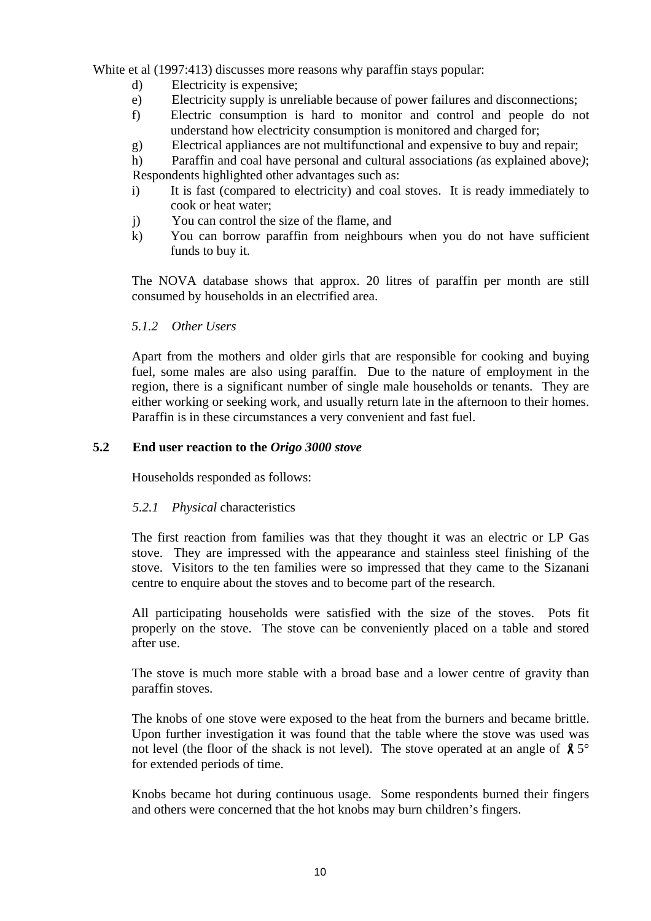White et al (1997:413) discusses more reasons why paraffin stays popular:

- d) Electricity is expensive;
- e) Electricity supply is unreliable because of power failures and disconnections;
- f) Electric consumption is hard to monitor and control and people do not understand how electricity consumption is monitored and charged for;
- g) Electrical appliances are not multifunctional and expensive to buy and repair;
- h) Paraffin and coal have personal and cultural associations *(*as explained above*)*;

Respondents highlighted other advantages such as:

- i) It is fast (compared to electricity) and coal stoves. It is ready immediately to cook or heat water;
- j) You can control the size of the flame, and
- k) You can borrow paraffin from neighbours when you do not have sufficient funds to buy it.

The NOVA database shows that approx. 20 litres of paraffin per month are still consumed by households in an electrified area.

#### *5.1.2 Other Users*

Apart from the mothers and older girls that are responsible for cooking and buying fuel, some males are also using paraffin. Due to the nature of employment in the region, there is a significant number of single male households or tenants. They are either working or seeking work, and usually return late in the afternoon to their homes. Paraffin is in these circumstances a very convenient and fast fuel.

### 5.2 End user reaction to the *Origo 3000 stove*

Households responded as follows:

#### *5.2.1 Physical* characteristics

The first reaction from families was that they thought it was an electric or LP Gas stove. They are impressed with the appearance and stainless steel finishing of the stove. Visitors to the ten families were so impressed that they came to the Sizanani centre to enquire about the stoves and to become part of the research.

All participating households were satisfied with the size of the stoves. Pots fit properly on the stove. The stove can be conveniently placed on a table and stored after use.

The stove is much more stable with a broad base and a lower centre of gravity than paraffin stoves.

The knobs of one stove were exposed to the heat from the burners and became brittle. Upon further investigation it was found that the table where the stove was used was not level (the floor of the shack is not level). The stove operated at an angle of ± 5° for extended periods of time.

Knobs became hot during continuous usage. Some respondents burned their fingers and others were concerned that the hot knobs may burn children's fingers.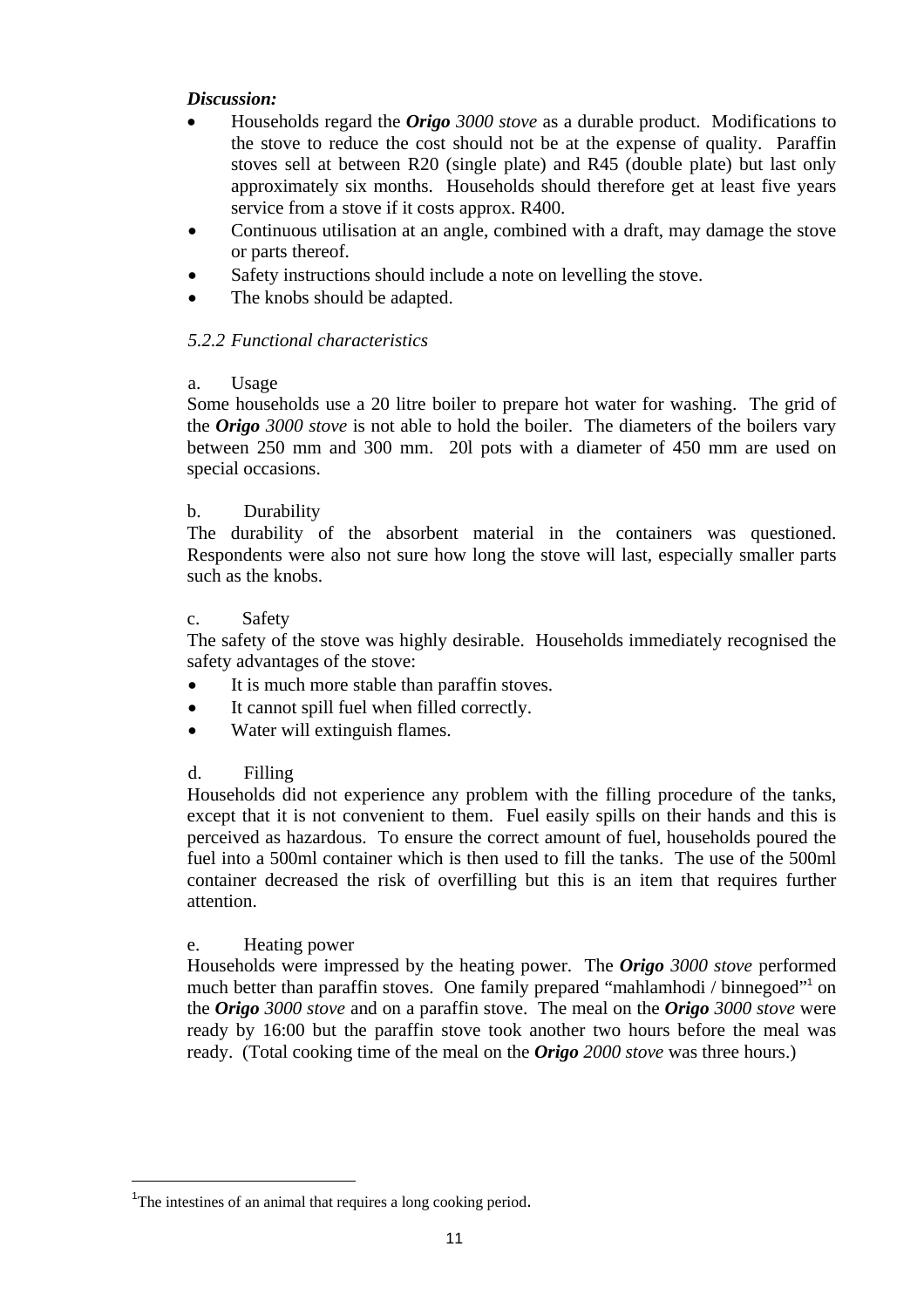***Discussion:***

- Households regard the ***Origo*** *3000 stove* as a durable product. Modifications to the stove to reduce the cost should not be at the expense of quality. Paraffin stoves sell at between R20 (single plate) and R45 (double plate) but last only approximately six months. Households should therefore get at least five years service from a stove if it costs approx. R400.
- Continuous utilisation at an angle, combined with a draft, may damage the stove or parts thereof.
- Safety instructions should include a note on levelling the stove.
- The knobs should be adapted.

*5.2.2 Functional characteristics*

a. Usage

Some households use a 20 litre boiler to prepare hot water for washing. The grid of the ***Origo*** *3000 stove* is not able to hold the boiler. The diameters of the boilers vary between 250 mm and 300 mm. 20l pots with a diameter of 450 mm are used on special occasions.

b. Durability

The durability of the absorbent material in the containers was questioned. Respondents were also not sure how long the stove will last, especially smaller parts such as the knobs.

c. Safety

The safety of the stove was highly desirable. Households immediately recognised the safety advantages of the stove:

- It is much more stable than paraffin stoves.
- It cannot spill fuel when filled correctly.
- Water will extinguish flames.

d. Filling

Households did not experience any problem with the filling procedure of the tanks, except that it is not convenient to them. Fuel easily spills on their hands and this is perceived as hazardous. To ensure the correct amount of fuel, households poured the fuel into a 500ml container which is then used to fill the tanks. The use of the 500ml container decreased the risk of overfilling but this is an item that requires further attention.

e. Heating power

Households were impressed by the heating power. The ***Origo*** *3000 stove* performed much better than paraffin stoves. One family prepared "mahlamhodi / binnegoed"[1] on the ***Origo*** *3000 stove* and on a paraffin stove. The meal on the ***Origo*** *3000 stove* were ready by 16:00 but the paraffin stove took another two hours before the meal was ready. (Total cooking time of the meal on the ***Origo*** *2000 stove* was three hours.)

[1] The intestines of an animal that requires a long cooking period.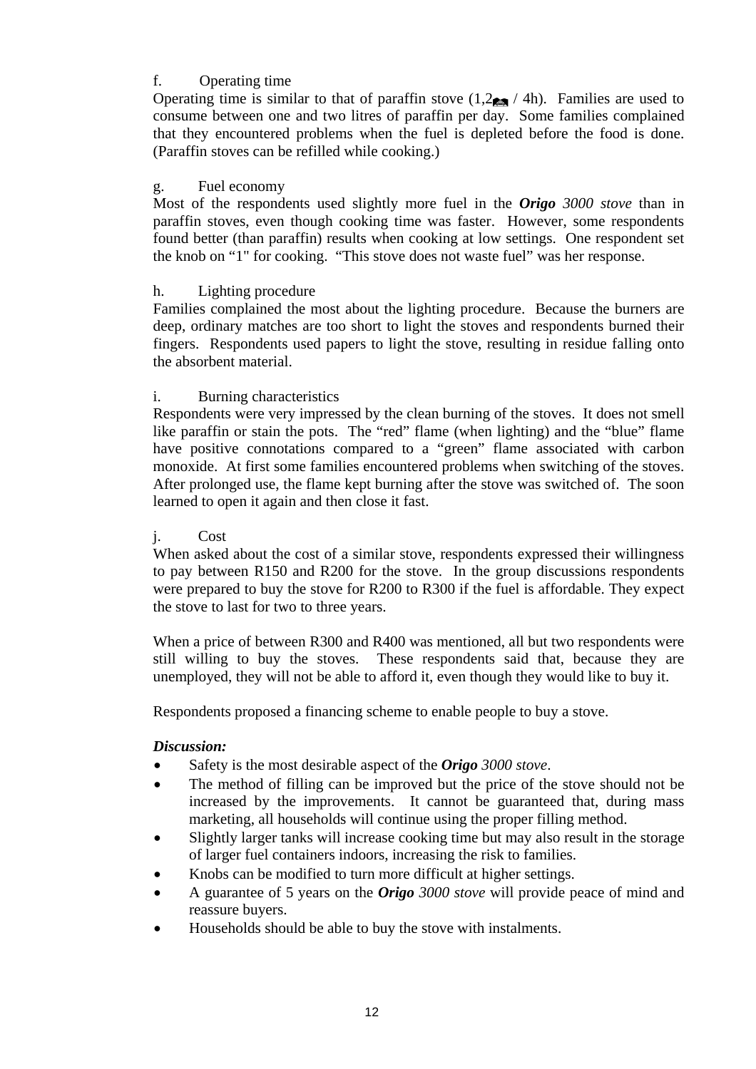f. Operating time

Operating time is similar to that of paraffin stove (1,2ℓ / 4h). Families are used to consume between one and two litres of paraffin per day. Some families complained that they encountered problems when the fuel is depleted before the food is done. (Paraffin stoves can be refilled while cooking.)

g. Fuel economy

Most of the respondents used slightly more fuel in the ***Origo*** *3000 stove* than in paraffin stoves, even though cooking time was faster. However, some respondents found better (than paraffin) results when cooking at low settings. One respondent set the knob on "1" for cooking. "This stove does not waste fuel" was her response.

h. Lighting procedure

Families complained the most about the lighting procedure. Because the burners are deep, ordinary matches are too short to light the stoves and respondents burned their fingers. Respondents used papers to light the stove, resulting in residue falling onto the absorbent material.

i. Burning characteristics

Respondents were very impressed by the clean burning of the stoves. It does not smell like paraffin or stain the pots. The "red" flame (when lighting) and the "blue" flame have positive connotations compared to a "green" flame associated with carbon monoxide. At first some families encountered problems when switching of the stoves. After prolonged use, the flame kept burning after the stove was switched of. The soon learned to open it again and then close it fast.

j. Cost

When asked about the cost of a similar stove, respondents expressed their willingness to pay between R150 and R200 for the stove. In the group discussions respondents were prepared to buy the stove for R200 to R300 if the fuel is affordable. They expect the stove to last for two to three years.

When a price of between R300 and R400 was mentioned, all but two respondents were still willing to buy the stoves. These respondents said that, because they are unemployed, they will not be able to afford it, even though they would like to buy it.

Respondents proposed a financing scheme to enable people to buy a stove.

***Discussion:***

- Safety is the most desirable aspect of the ***Origo*** *3000 stove*.
- The method of filling can be improved but the price of the stove should not be increased by the improvements. It cannot be guaranteed that, during mass marketing, all households will continue using the proper filling method.
- Slightly larger tanks will increase cooking time but may also result in the storage of larger fuel containers indoors, increasing the risk to families.
- Knobs can be modified to turn more difficult at higher settings.
- A guarantee of 5 years on the ***Origo*** *3000 stove* will provide peace of mind and reassure buyers.
- Households should be able to buy the stove with instalments.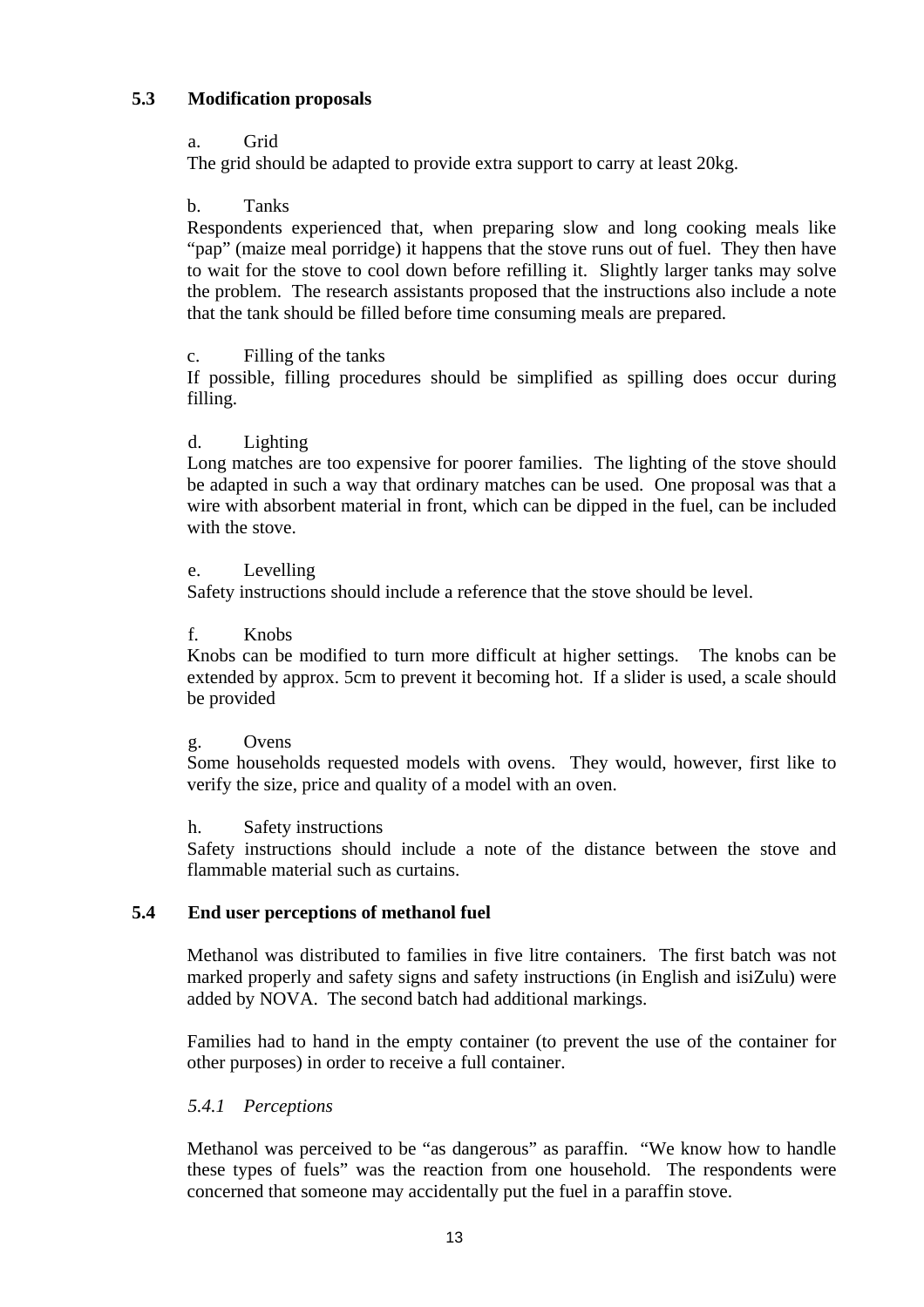## 5.3 Modification proposals

a. Grid

The grid should be adapted to provide extra support to carry at least 20kg.

b. Tanks

Respondents experienced that, when preparing slow and long cooking meals like "pap" (maize meal porridge) it happens that the stove runs out of fuel. They then have to wait for the stove to cool down before refilling it. Slightly larger tanks may solve the problem. The research assistants proposed that the instructions also include a note that the tank should be filled before time consuming meals are prepared.

c. Filling of the tanks

If possible, filling procedures should be simplified as spilling does occur during filling.

d. Lighting

Long matches are too expensive for poorer families. The lighting of the stove should be adapted in such a way that ordinary matches can be used. One proposal was that a wire with absorbent material in front, which can be dipped in the fuel, can be included with the stove.

e. Levelling

Safety instructions should include a reference that the stove should be level.

f. Knobs

Knobs can be modified to turn more difficult at higher settings. The knobs can be extended by approx. 5cm to prevent it becoming hot. If a slider is used, a scale should be provided

g. Ovens

Some households requested models with ovens. They would, however, first like to verify the size, price and quality of a model with an oven.

h. Safety instructions

Safety instructions should include a note of the distance between the stove and flammable material such as curtains.

## 5.4 End user perceptions of methanol fuel

Methanol was distributed to families in five litre containers. The first batch was not marked properly and safety signs and safety instructions (in English and isiZulu) were added by NOVA. The second batch had additional markings.

Families had to hand in the empty container (to prevent the use of the container for other purposes) in order to receive a full container.

### *5.4.1 Perceptions*

Methanol was perceived to be "as dangerous" as paraffin. "We know how to handle these types of fuels" was the reaction from one household. The respondents were concerned that someone may accidentally put the fuel in a paraffin stove.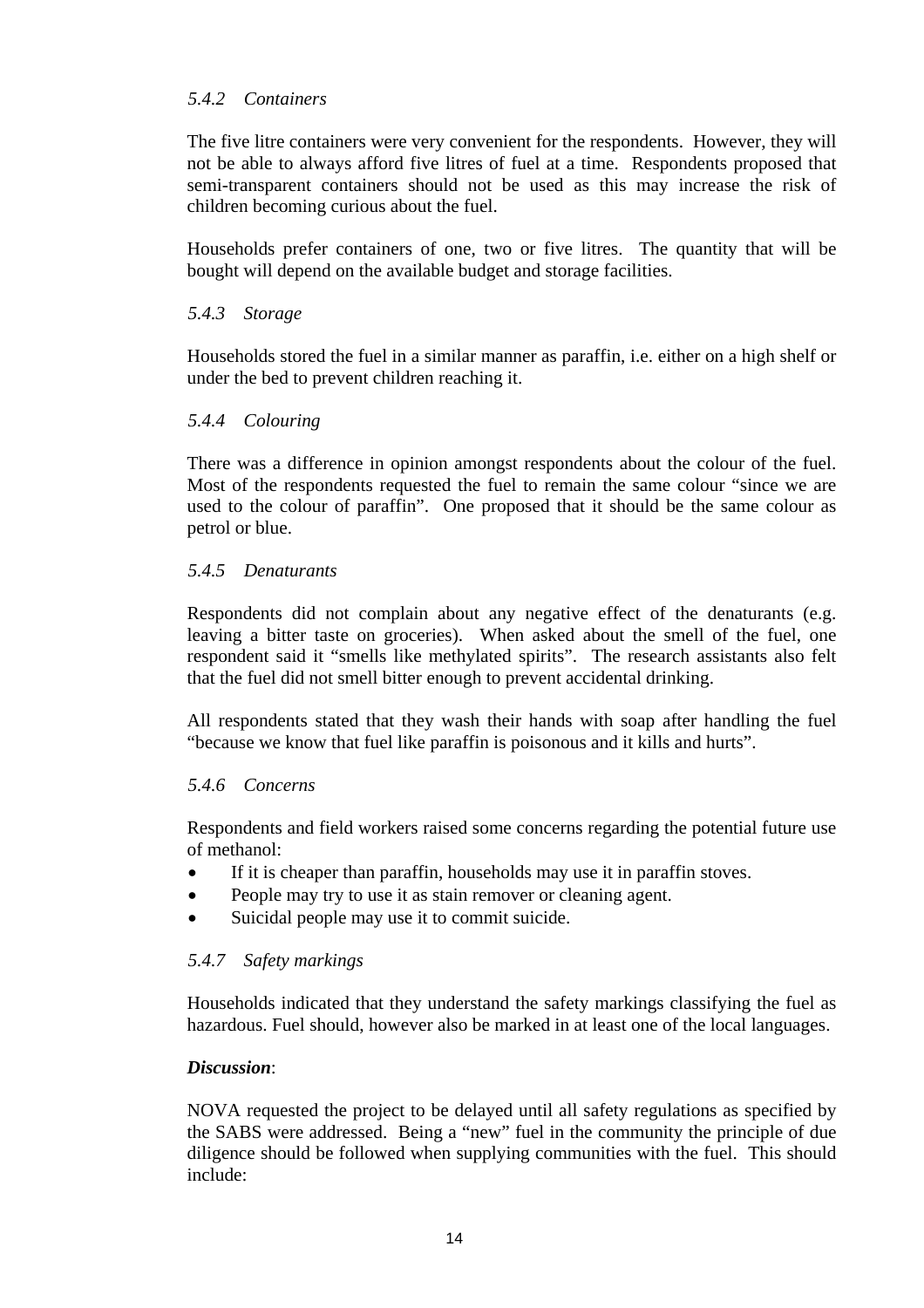*5.4.2 Containers*

The five litre containers were very convenient for the respondents. However, they will not be able to always afford five litres of fuel at a time. Respondents proposed that semi-transparent containers should not be used as this may increase the risk of children becoming curious about the fuel.

Households prefer containers of one, two or five litres. The quantity that will be bought will depend on the available budget and storage facilities.

*5.4.3 Storage*

Households stored the fuel in a similar manner as paraffin, i.e. either on a high shelf or under the bed to prevent children reaching it.

*5.4.4 Colouring*

There was a difference in opinion amongst respondents about the colour of the fuel. Most of the respondents requested the fuel to remain the same colour "since we are used to the colour of paraffin". One proposed that it should be the same colour as petrol or blue.

*5.4.5 Denaturants*

Respondents did not complain about any negative effect of the denaturants (e.g. leaving a bitter taste on groceries). When asked about the smell of the fuel, one respondent said it "smells like methylated spirits". The research assistants also felt that the fuel did not smell bitter enough to prevent accidental drinking.

All respondents stated that they wash their hands with soap after handling the fuel "because we know that fuel like paraffin is poisonous and it kills and hurts".

*5.4.6 Concerns*

Respondents and field workers raised some concerns regarding the potential future use of methanol:

- If it is cheaper than paraffin, households may use it in paraffin stoves.
- People may try to use it as stain remover or cleaning agent.
- Suicidal people may use it to commit suicide.

*5.4.7 Safety markings*

Households indicated that they understand the safety markings classifying the fuel as hazardous. Fuel should, however also be marked in at least one of the local languages.

***Discussion***:

NOVA requested the project to be delayed until all safety regulations as specified by the SABS were addressed. Being a "new" fuel in the community the principle of due diligence should be followed when supplying communities with the fuel. This should include: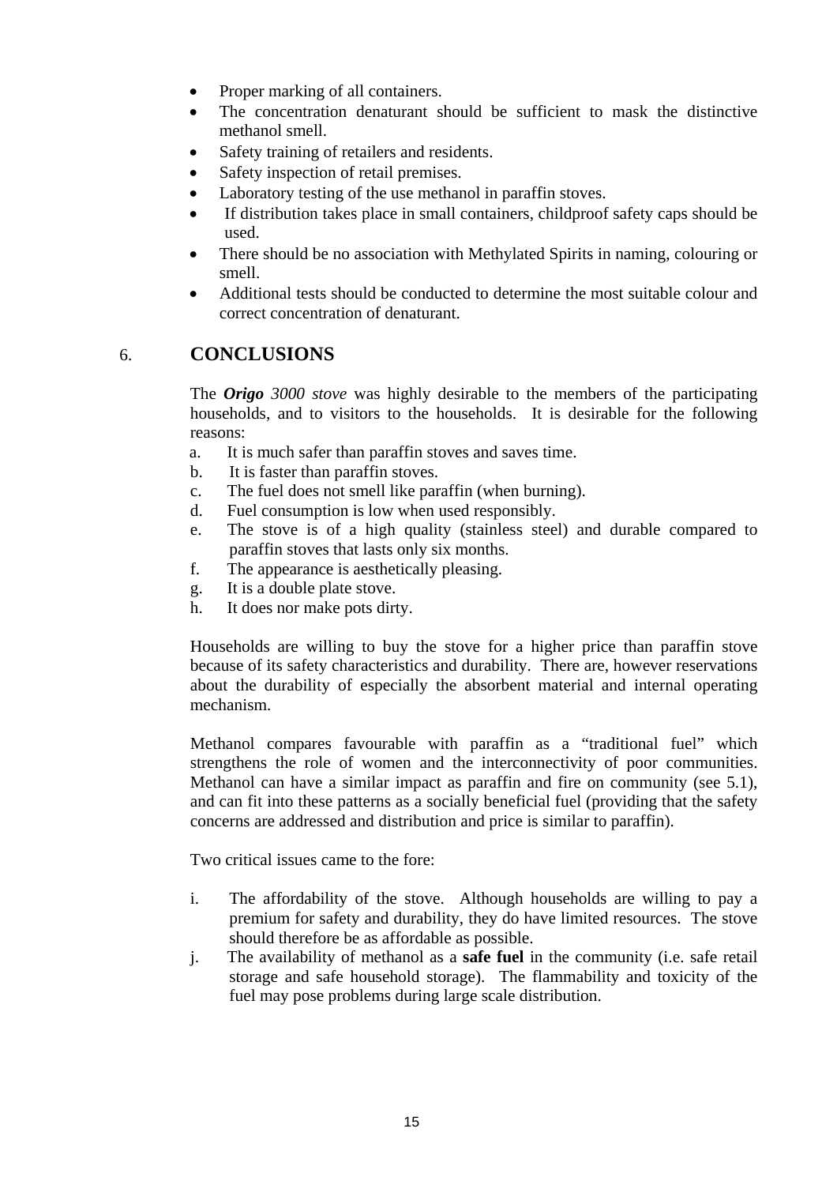- Proper marking of all containers.
- The concentration denaturant should be sufficient to mask the distinctive methanol smell.
- Safety training of retailers and residents.
- Safety inspection of retail premises.
- Laboratory testing of the use methanol in paraffin stoves.
- If distribution takes place in small containers, childproof safety caps should be used.
- There should be no association with Methylated Spirits in naming, colouring or smell.
- Additional tests should be conducted to determine the most suitable colour and correct concentration of denaturant.

# 6. CONCLUSIONS

The ***Origo*** *3000 stove* was highly desirable to the members of the participating households, and to visitors to the households. It is desirable for the following reasons:

a. It is much safer than paraffin stoves and saves time.
b. It is faster than paraffin stoves.
c. The fuel does not smell like paraffin (when burning).
d. Fuel consumption is low when used responsibly.
e. The stove is of a high quality (stainless steel) and durable compared to paraffin stoves that lasts only six months.
f. The appearance is aesthetically pleasing.
g. It is a double plate stove.
h. It does nor make pots dirty.

Households are willing to buy the stove for a higher price than paraffin stove because of its safety characteristics and durability. There are, however reservations about the durability of especially the absorbent material and internal operating mechanism.

Methanol compares favourable with paraffin as a "traditional fuel" which strengthens the role of women and the interconnectivity of poor communities. Methanol can have a similar impact as paraffin and fire on community (see 5.1), and can fit into these patterns as a socially beneficial fuel (providing that the safety concerns are addressed and distribution and price is similar to paraffin).

Two critical issues came to the fore:

i. The affordability of the stove. Although households are willing to pay a premium for safety and durability, they do have limited resources. The stove should therefore be as affordable as possible.
j. The availability of methanol as a **safe fuel** in the community (i.e. safe retail storage and safe household storage). The flammability and toxicity of the fuel may pose problems during large scale distribution.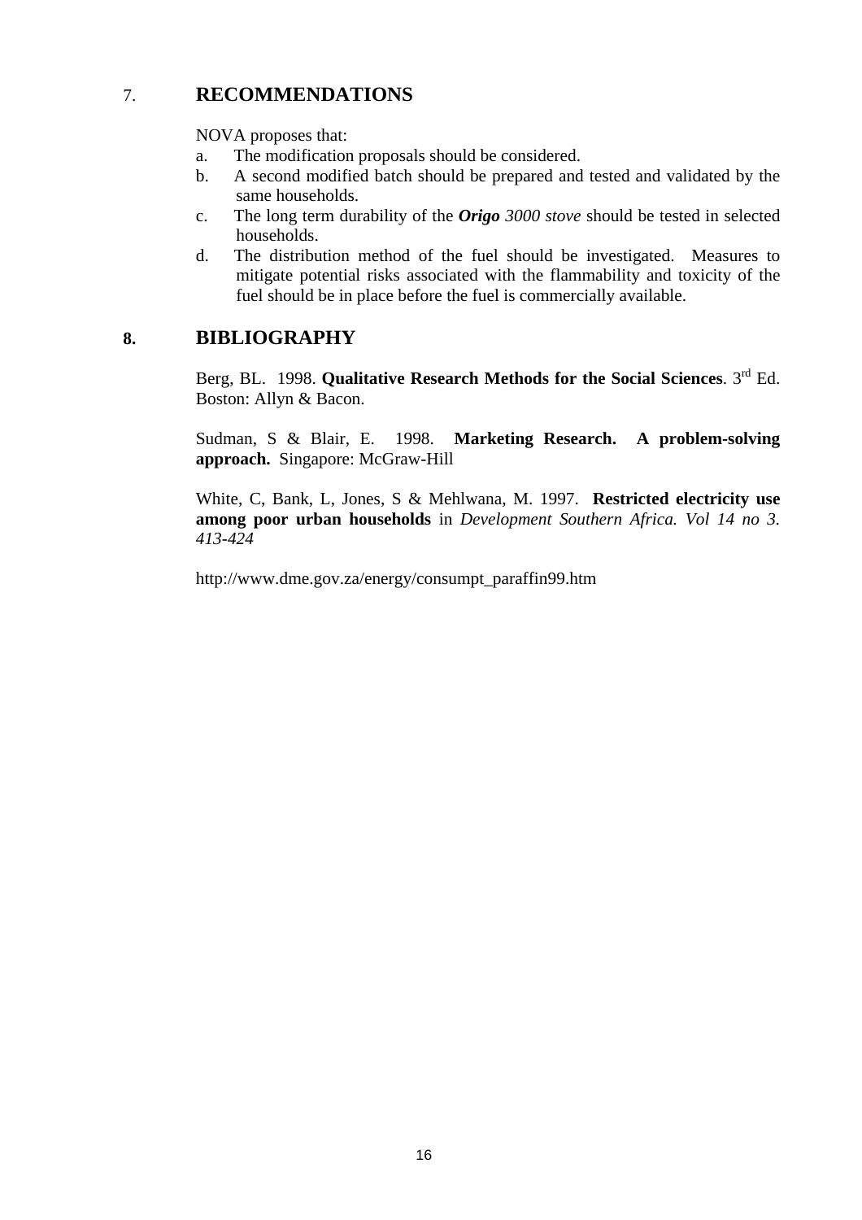## 7. RECOMMENDATIONS

NOVA proposes that:

a. The modification proposals should be considered.

b. A second modified batch should be prepared and tested and validated by the same households.

c. The long term durability of the ***Origo*** *3000 stove* should be tested in selected households.

d. The distribution method of the fuel should be investigated. Measures to mitigate potential risks associated with the flammability and toxicity of the fuel should be in place before the fuel is commercially available.

## 8. BIBLIOGRAPHY

Berg, BL. 1998. **Qualitative Research Methods for the Social Sciences**. 3rd Ed. Boston: Allyn & Bacon.

Sudman, S & Blair, E. 1998. **Marketing Research. A problem-solving approach.** Singapore: McGraw-Hill

White, C, Bank, L, Jones, S & Mehlwana, M. 1997. **Restricted electricity use among poor urban households** in *Development Southern Africa. Vol 14 no 3. 413-424*

http://www.dme.gov.za/energy/consumpt_paraffin99.htm